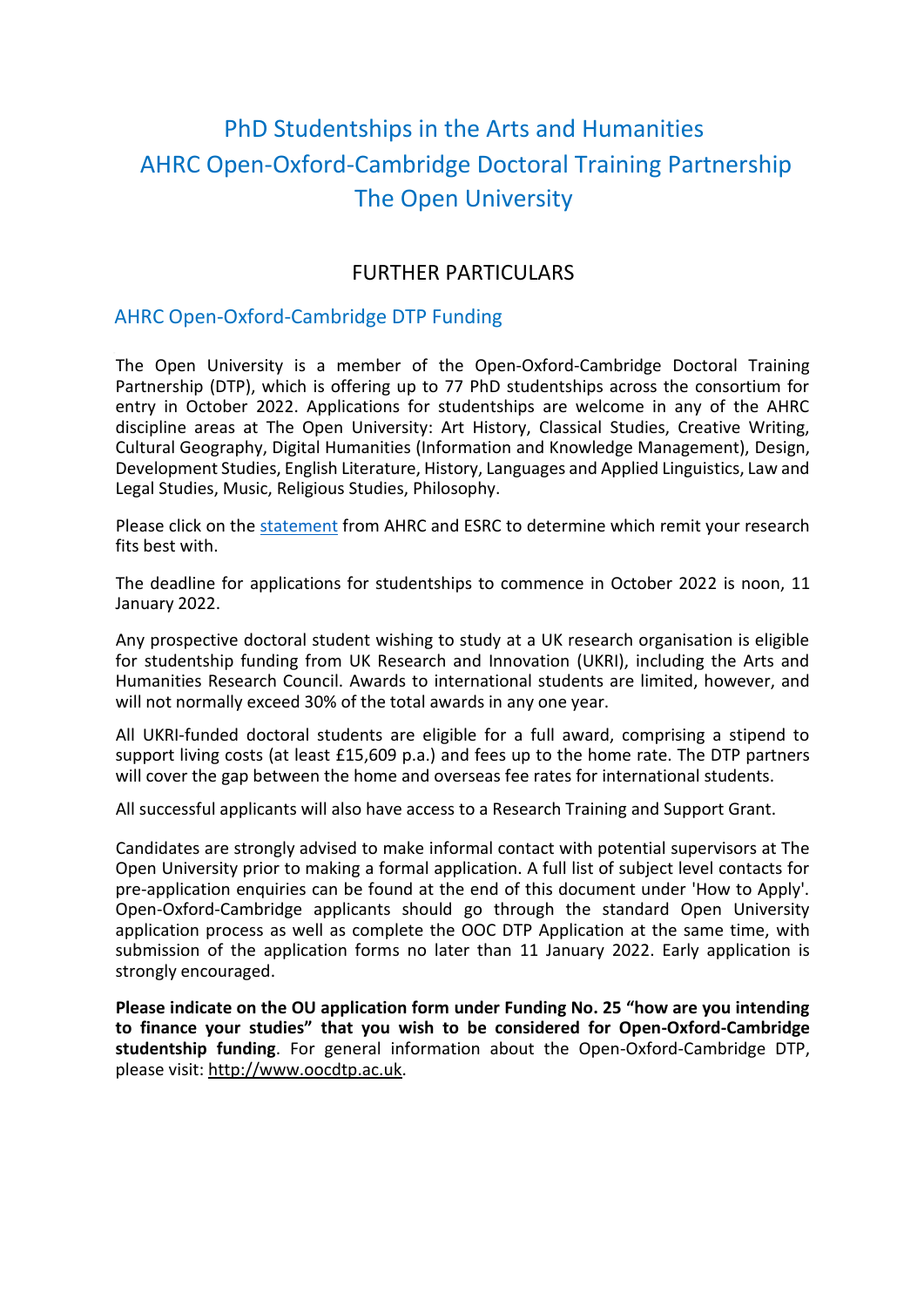# PhD Studentships in the Arts and Humanities
# AHRC Open-Oxford-Cambridge Doctoral Training Partnership
# The Open University

## FURTHER PARTICULARS

### AHRC Open-Oxford-Cambridge DTP Funding

The Open University is a member of the Open-Oxford-Cambridge Doctoral Training Partnership (DTP), which is offering up to 77 PhD studentships across the consortium for entry in October 2022. Applications for studentships are welcome in any of the AHRC discipline areas at The Open University: Art History, Classical Studies, Creative Writing, Cultural Geography, Digital Humanities (Information and Knowledge Management), Design, Development Studies, English Literature, History, Languages and Applied Linguistics, Law and Legal Studies, Music, Religious Studies, Philosophy.

Please click on the statement from AHRC and ESRC to determine which remit your research fits best with.

The deadline for applications for studentships to commence in October 2022 is noon, 11 January 2022.

Any prospective doctoral student wishing to study at a UK research organisation is eligible for studentship funding from UK Research and Innovation (UKRI), including the Arts and Humanities Research Council. Awards to international students are limited, however, and will not normally exceed 30% of the total awards in any one year.

All UKRI-funded doctoral students are eligible for a full award, comprising a stipend to support living costs (at least £15,609 p.a.) and fees up to the home rate. The DTP partners will cover the gap between the home and overseas fee rates for international students.

All successful applicants will also have access to a Research Training and Support Grant.

Candidates are strongly advised to make informal contact with potential supervisors at The Open University prior to making a formal application. A full list of subject level contacts for pre-application enquiries can be found at the end of this document under 'How to Apply'. Open-Oxford-Cambridge applicants should go through the standard Open University application process as well as complete the OOC DTP Application at the same time, with submission of the application forms no later than 11 January 2022. Early application is strongly encouraged.

**Please indicate on the OU application form under Funding No. 25 "how are you intending to finance your studies" that you wish to be considered for Open-Oxford-Cambridge studentship funding**. For general information about the Open-Oxford-Cambridge DTP, please visit: http://www.oocdtp.ac.uk.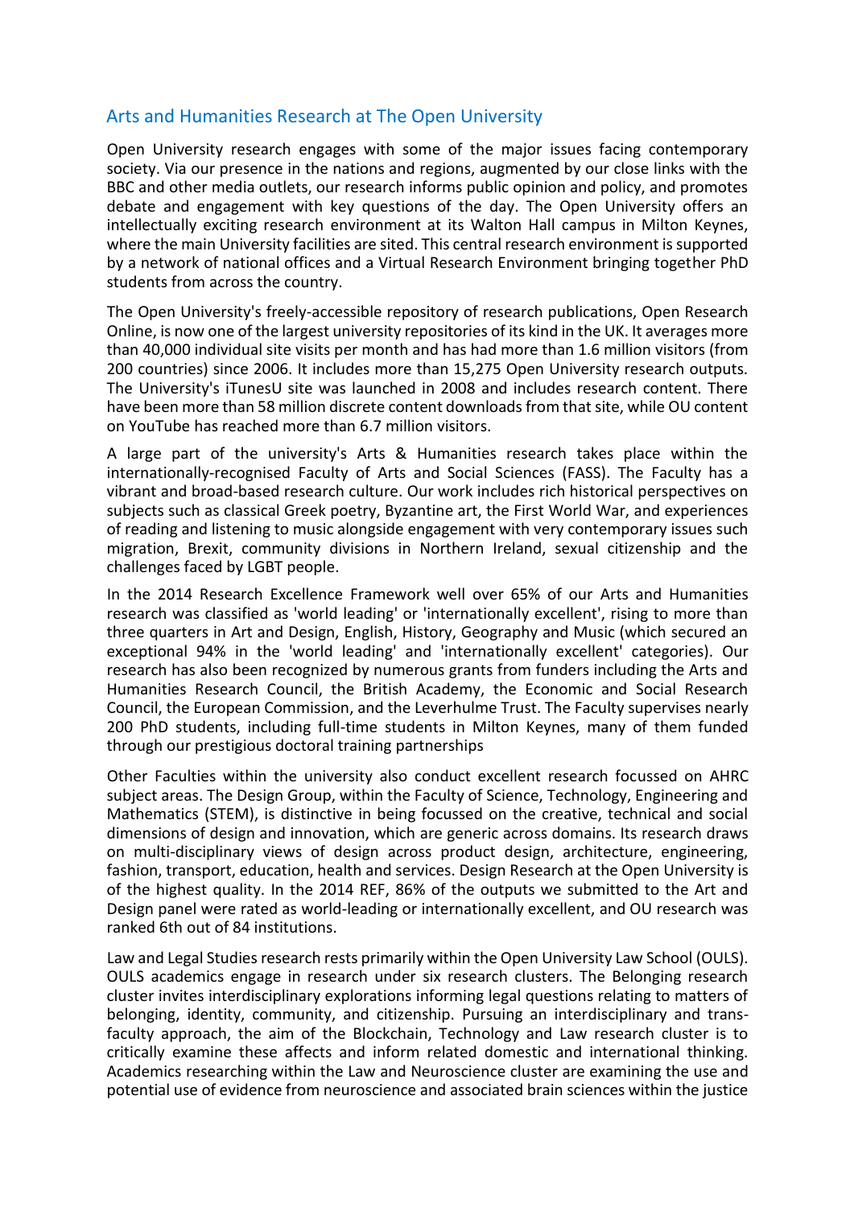## Arts and Humanities Research at The Open University

Open University research engages with some of the major issues facing contemporary society. Via our presence in the nations and regions, augmented by our close links with the BBC and other media outlets, our research informs public opinion and policy, and promotes debate and engagement with key questions of the day. The Open University offers an intellectually exciting research environment at its Walton Hall campus in Milton Keynes, where the main University facilities are sited. This central research environment is supported by a network of national offices and a Virtual Research Environment bringing together PhD students from across the country.

The Open University's freely-accessible repository of research publications, Open Research Online, is now one of the largest university repositories of its kind in the UK. It averages more than 40,000 individual site visits per month and has had more than 1.6 million visitors (from 200 countries) since 2006. It includes more than 15,275 Open University research outputs. The University's iTunesU site was launched in 2008 and includes research content. There have been more than 58 million discrete content downloads from that site, while OU content on YouTube has reached more than 6.7 million visitors.

A large part of the university's Arts & Humanities research takes place within the internationally-recognised Faculty of Arts and Social Sciences (FASS). The Faculty has a vibrant and broad-based research culture. Our work includes rich historical perspectives on subjects such as classical Greek poetry, Byzantine art, the First World War, and experiences of reading and listening to music alongside engagement with very contemporary issues such migration, Brexit, community divisions in Northern Ireland, sexual citizenship and the challenges faced by LGBT people.

In the 2014 Research Excellence Framework well over 65% of our Arts and Humanities research was classified as 'world leading' or 'internationally excellent', rising to more than three quarters in Art and Design, English, History, Geography and Music (which secured an exceptional 94% in the 'world leading' and 'internationally excellent' categories). Our research has also been recognized by numerous grants from funders including the Arts and Humanities Research Council, the British Academy, the Economic and Social Research Council, the European Commission, and the Leverhulme Trust. The Faculty supervises nearly 200 PhD students, including full-time students in Milton Keynes, many of them funded through our prestigious doctoral training partnerships

Other Faculties within the university also conduct excellent research focussed on AHRC subject areas. The Design Group, within the Faculty of Science, Technology, Engineering and Mathematics (STEM), is distinctive in being focussed on the creative, technical and social dimensions of design and innovation, which are generic across domains. Its research draws on multi-disciplinary views of design across product design, architecture, engineering, fashion, transport, education, health and services. Design Research at the Open University is of the highest quality. In the 2014 REF, 86% of the outputs we submitted to the Art and Design panel were rated as world-leading or internationally excellent, and OU research was ranked 6th out of 84 institutions.

Law and Legal Studies research rests primarily within the Open University Law School (OULS). OULS academics engage in research under six research clusters. The Belonging research cluster invites interdisciplinary explorations informing legal questions relating to matters of belonging, identity, community, and citizenship. Pursuing an interdisciplinary and trans-faculty approach, the aim of the Blockchain, Technology and Law research cluster is to critically examine these affects and inform related domestic and international thinking. Academics researching within the Law and Neuroscience cluster are examining the use and potential use of evidence from neuroscience and associated brain sciences within the justice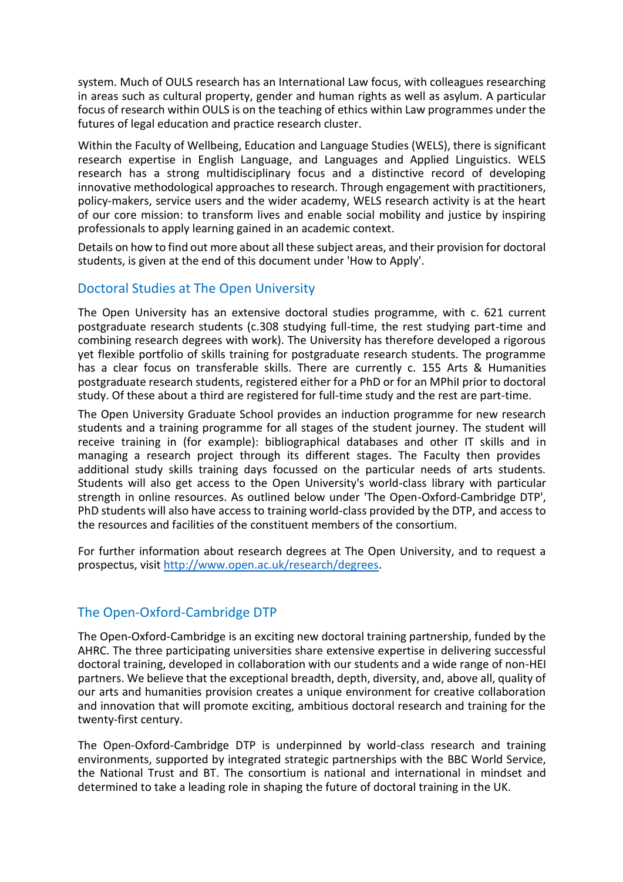system. Much of OULS research has an International Law focus, with colleagues researching in areas such as cultural property, gender and human rights as well as asylum. A particular focus of research within OULS is on the teaching of ethics within Law programmes under the futures of legal education and practice research cluster.

Within the Faculty of Wellbeing, Education and Language Studies (WELS), there is significant research expertise in English Language, and Languages and Applied Linguistics. WELS research has a strong multidisciplinary focus and a distinctive record of developing innovative methodological approaches to research. Through engagement with practitioners, policy-makers, service users and the wider academy, WELS research activity is at the heart of our core mission: to transform lives and enable social mobility and justice by inspiring professionals to apply learning gained in an academic context.

Details on how to find out more about all these subject areas, and their provision for doctoral students, is given at the end of this document under 'How to Apply'.

## Doctoral Studies at The Open University

The Open University has an extensive doctoral studies programme, with c. 621 current postgraduate research students (c.308 studying full-time, the rest studying part-time and combining research degrees with work). The University has therefore developed a rigorous yet flexible portfolio of skills training for postgraduate research students. The programme has a clear focus on transferable skills. There are currently c. 155 Arts & Humanities postgraduate research students, registered either for a PhD or for an MPhil prior to doctoral study. Of these about a third are registered for full-time study and the rest are part-time.

The Open University Graduate School provides an induction programme for new research students and a training programme for all stages of the student journey. The student will receive training in (for example): bibliographical databases and other IT skills and in managing a research project through its different stages. The Faculty then provides additional study skills training days focussed on the particular needs of arts students. Students will also get access to the Open University's world-class library with particular strength in online resources. As outlined below under 'The Open-Oxford-Cambridge DTP', PhD students will also have access to training world-class provided by the DTP, and access to the resources and facilities of the constituent members of the consortium.

For further information about research degrees at The Open University, and to request a prospectus, visit [http://www.open.ac.uk/research/degrees](http://www.open.ac.uk/research/degrees).

## The Open-Oxford-Cambridge DTP

The Open-Oxford-Cambridge is an exciting new doctoral training partnership, funded by the AHRC. The three participating universities share extensive expertise in delivering successful doctoral training, developed in collaboration with our students and a wide range of non-HEI partners. We believe that the exceptional breadth, depth, diversity, and, above all, quality of our arts and humanities provision creates a unique environment for creative collaboration and innovation that will promote exciting, ambitious doctoral research and training for the twenty-first century.

The Open-Oxford-Cambridge DTP is underpinned by world-class research and training environments, supported by integrated strategic partnerships with the BBC World Service, the National Trust and BT. The consortium is national and international in mindset and determined to take a leading role in shaping the future of doctoral training in the UK.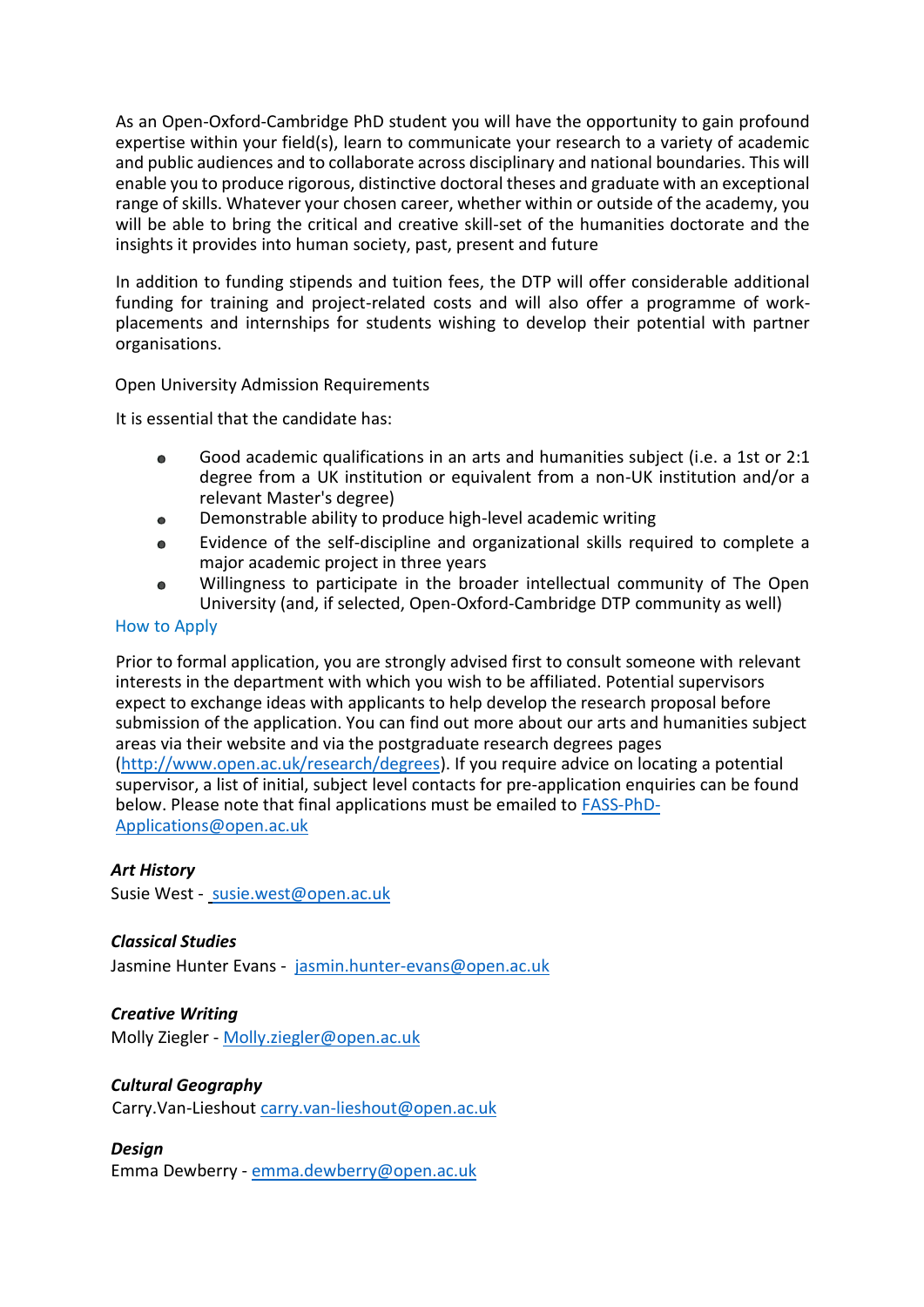As an Open-Oxford-Cambridge PhD student you will have the opportunity to gain profound expertise within your field(s), learn to communicate your research to a variety of academic and public audiences and to collaborate across disciplinary and national boundaries. This will enable you to produce rigorous, distinctive doctoral theses and graduate with an exceptional range of skills. Whatever your chosen career, whether within or outside of the academy, you will be able to bring the critical and creative skill-set of the humanities doctorate and the insights it provides into human society, past, present and future

In addition to funding stipends and tuition fees, the DTP will offer considerable additional funding for training and project-related costs and will also offer a programme of work-placements and internships for students wishing to develop their potential with partner organisations.

Open University Admission Requirements

It is essential that the candidate has:

- Good academic qualifications in an arts and humanities subject (i.e. a 1st or 2:1 degree from a UK institution or equivalent from a non-UK institution and/or a relevant Master's degree)
- Demonstrable ability to produce high-level academic writing
- Evidence of the self-discipline and organizational skills required to complete a major academic project in three years
- Willingness to participate in the broader intellectual community of The Open University (and, if selected, Open-Oxford-Cambridge DTP community as well)

How to Apply

Prior to formal application, you are strongly advised first to consult someone with relevant interests in the department with which you wish to be affiliated. Potential supervisors expect to exchange ideas with applicants to help develop the research proposal before submission of the application. You can find out more about our arts and humanities subject areas via their website and via the postgraduate research degrees pages (http://www.open.ac.uk/research/degrees). If you require advice on locating a potential supervisor, a list of initial, subject level contacts for pre-application enquiries can be found below. Please note that final applications must be emailed to FASS-PhD-Applications@open.ac.uk

***Art History***
Susie West - susie.west@open.ac.uk

***Classical Studies***
Jasmine Hunter Evans - jasmin.hunter-evans@open.ac.uk

***Creative Writing***
Molly Ziegler - Molly.ziegler@open.ac.uk

***Cultural Geography***
Carry.Van-Lieshout carry.van-lieshout@open.ac.uk

***Design***
Emma Dewberry - emma.dewberry@open.ac.uk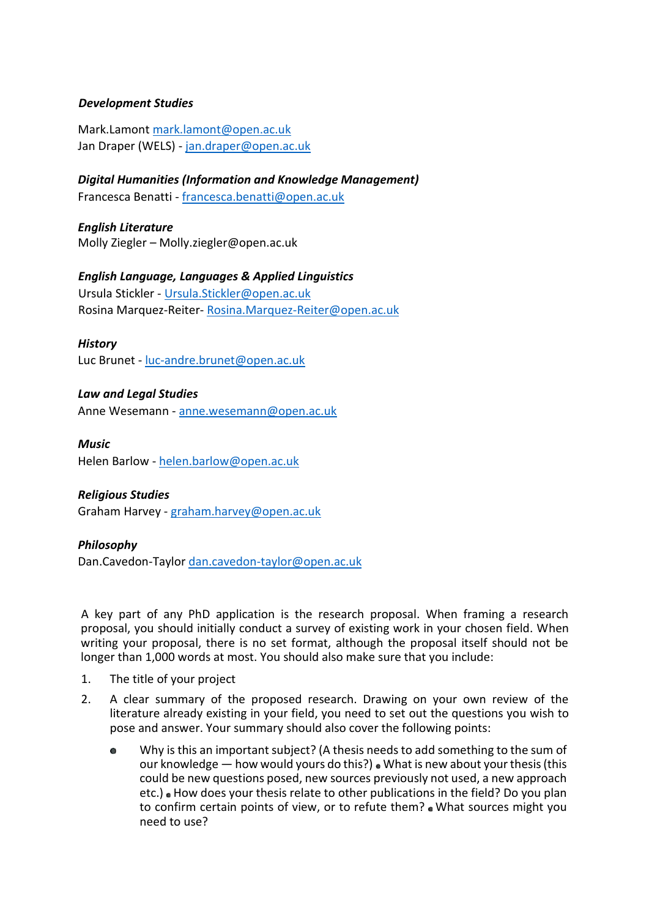***Development Studies***

Mark.Lamont mark.lamont@open.ac.uk
Jan Draper (WELS) - jan.draper@open.ac.uk

***Digital Humanities (Information and Knowledge Management)***
Francesca Benatti - francesca.benatti@open.ac.uk

***English Literature***
Molly Ziegler – Molly.ziegler@open.ac.uk

***English Language, Languages & Applied Linguistics***
Ursula Stickler - Ursula.Stickler@open.ac.uk
Rosina Marquez-Reiter- Rosina.Marquez-Reiter@open.ac.uk

***History***
Luc Brunet - luc-andre.brunet@open.ac.uk

***Law and Legal Studies***
Anne Wesemann - anne.wesemann@open.ac.uk

***Music***
Helen Barlow - helen.barlow@open.ac.uk

***Religious Studies***
Graham Harvey - graham.harvey@open.ac.uk

***Philosophy***
Dan.Cavedon-Taylor dan.cavedon-taylor@open.ac.uk

A key part of any PhD application is the research proposal. When framing a research proposal, you should initially conduct a survey of existing work in your chosen field. When writing your proposal, there is no set format, although the proposal itself should not be longer than 1,000 words at most. You should also make sure that you include:

1. The title of your project
2. A clear summary of the proposed research. Drawing on your own review of the literature already existing in your field, you need to set out the questions you wish to pose and answer. Your summary should also cover the following points:
   - Why is this an important subject? (A thesis needs to add something to the sum of our knowledge — how would yours do this?) • What is new about your thesis (this could be new questions posed, new sources previously not used, a new approach etc.) • How does your thesis relate to other publications in the field? Do you plan to confirm certain points of view, or to refute them? • What sources might you need to use?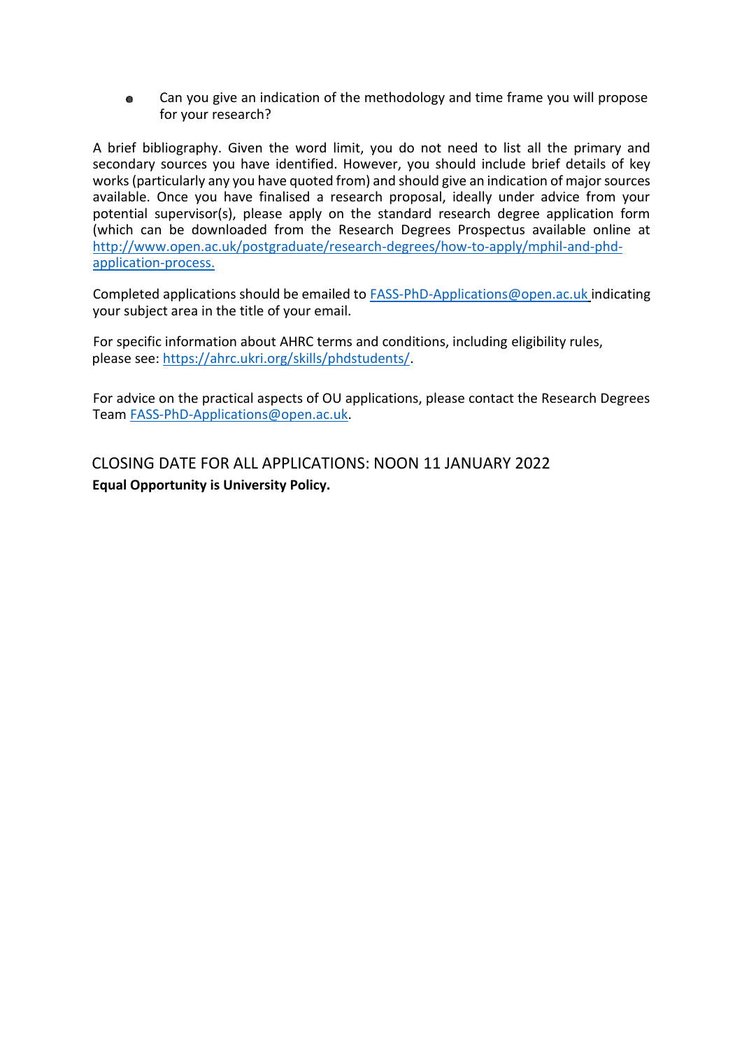- Can you give an indication of the methodology and time frame you will propose for your research?

A brief bibliography. Given the word limit, you do not need to list all the primary and secondary sources you have identified. However, you should include brief details of key works (particularly any you have quoted from) and should give an indication of major sources available. Once you have finalised a research proposal, ideally under advice from your potential supervisor(s), please apply on the standard research degree application form (which can be downloaded from the Research Degrees Prospectus available online at http://www.open.ac.uk/postgraduate/research-degrees/how-to-apply/mphil-and-phd-application-process.

Completed applications should be emailed to FASS-PhD-Applications@open.ac.uk indicating your subject area in the title of your email.

For specific information about AHRC terms and conditions, including eligibility rules, please see: https://ahrc.ukri.org/skills/phdstudents/.

For advice on the practical aspects of OU applications, please contact the Research Degrees Team FASS-PhD-Applications@open.ac.uk.

CLOSING DATE FOR ALL APPLICATIONS: NOON 11 JANUARY 2022

**Equal Opportunity is University Policy.**